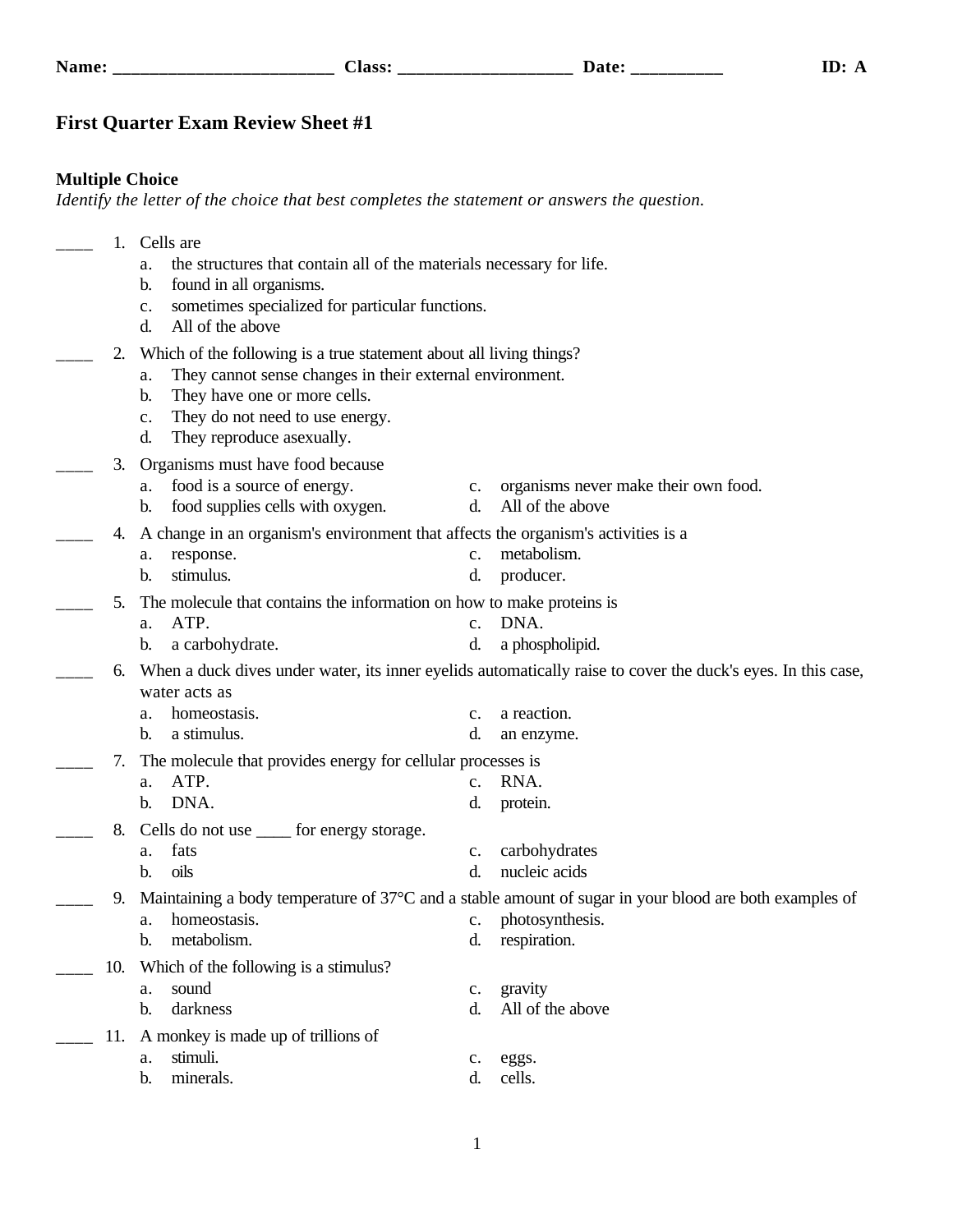**Name: ________________________ Class: ___________________ Date: __________ ID: A**

# First Quarter Exam Review Sheet #1

## Multiple Choice

*Identify the letter of the choice that best completes the statement or answers the question.*

____ 1. Cells are
- a. the structures that contain all of the materials necessary for life.
- b. found in all organisms.
- c. sometimes specialized for particular functions.
- d. All of the above

____ 2. Which of the following is a true statement about all living things?
- a. They cannot sense changes in their external environment.
- b. They have one or more cells.
- c. They do not need to use energy.
- d. They reproduce asexually.

____ 3. Organisms must have food because
- a. food is a source of energy.
- b. food supplies cells with oxygen.
- c. organisms never make their own food.
- d. All of the above

____ 4. A change in an organism's environment that affects the organism's activities is a
- a. response.
- b. stimulus.
- c. metabolism.
- d. producer.

____ 5. The molecule that contains the information on how to make proteins is
- a. ATP.
- b. a carbohydrate.
- c. DNA.
- d. a phospholipid.

____ 6. When a duck dives under water, its inner eyelids automatically raise to cover the duck's eyes. In this case, water acts as
- a. homeostasis.
- b. a stimulus.
- c. a reaction.
- d. an enzyme.

____ 7. The molecule that provides energy for cellular processes is
- a. ATP.
- b. DNA.
- c. RNA.
- d. protein.

____ 8. Cells do not use ____ for energy storage.
- a. fats
- b. oils
- c. carbohydrates
- d. nucleic acids

____ 9. Maintaining a body temperature of 37°C and a stable amount of sugar in your blood are both examples of
- a. homeostasis.
- b. metabolism.
- c. photosynthesis.
- d. respiration.

____ 10. Which of the following is a stimulus?
- a. sound
- b. darkness
- c. gravity
- d. All of the above

____ 11. A monkey is made up of trillions of
- a. stimuli.
- b. minerals.
- c. eggs.
- d. cells.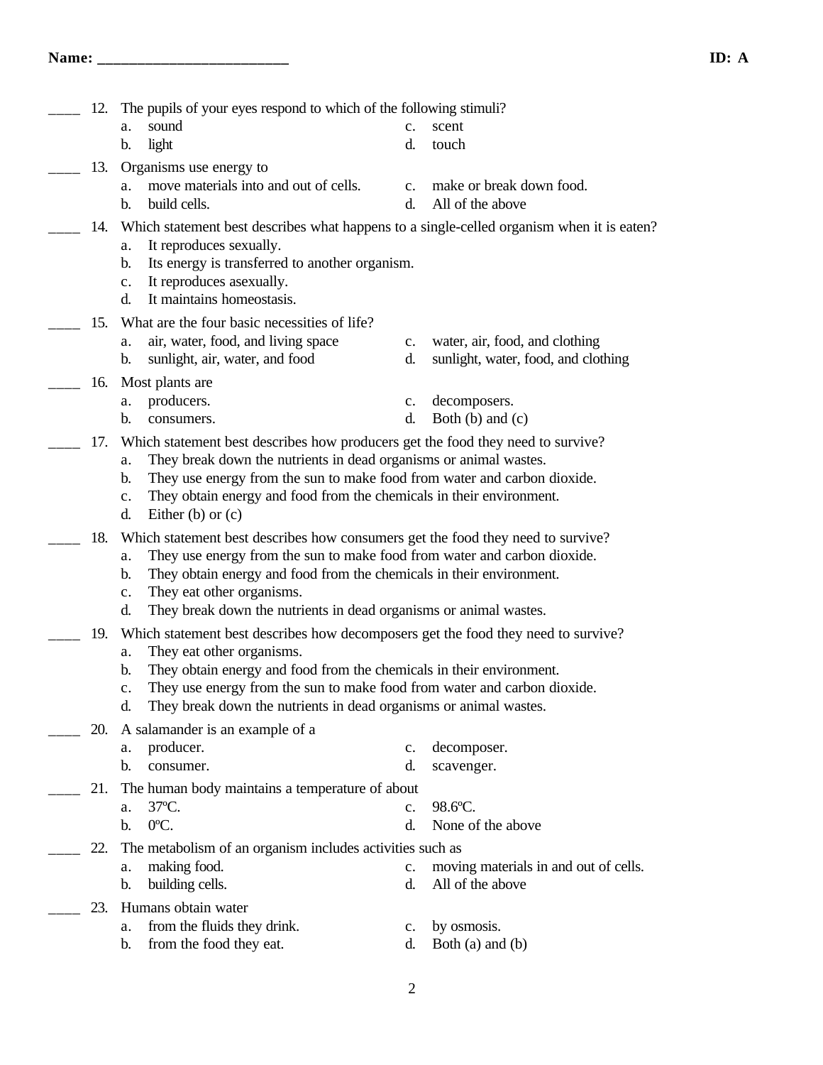**Name:** ________________________ **ID: A**

____ 12. The pupils of your eyes respond to which of the following stimuli?
- a. sound
- b. light
- c. scent
- d. touch

____ 13. Organisms use energy to
- a. move materials into and out of cells.
- b. build cells.
- c. make or break down food.
- d. All of the above

____ 14. Which statement best describes what happens to a single-celled organism when it is eaten?
- a. It reproduces sexually.
- b. Its energy is transferred to another organism.
- c. It reproduces asexually.
- d. It maintains homeostasis.

____ 15. What are the four basic necessities of life?
- a. air, water, food, and living space
- b. sunlight, air, water, and food
- c. water, air, food, and clothing
- d. sunlight, water, food, and clothing

____ 16. Most plants are
- a. producers.
- b. consumers.
- c. decomposers.
- d. Both (b) and (c)

____ 17. Which statement best describes how producers get the food they need to survive?
- a. They break down the nutrients in dead organisms or animal wastes.
- b. They use energy from the sun to make food from water and carbon dioxide.
- c. They obtain energy and food from the chemicals in their environment.
- d. Either (b) or (c)

____ 18. Which statement best describes how consumers get the food they need to survive?
- a. They use energy from the sun to make food from water and carbon dioxide.
- b. They obtain energy and food from the chemicals in their environment.
- c. They eat other organisms.
- d. They break down the nutrients in dead organisms or animal wastes.

____ 19. Which statement best describes how decomposers get the food they need to survive?
- a. They eat other organisms.
- b. They obtain energy and food from the chemicals in their environment.
- c. They use energy from the sun to make food from water and carbon dioxide.
- d. They break down the nutrients in dead organisms or animal wastes.

____ 20. A salamander is an example of a
- a. producer.
- b. consumer.
- c. decomposer.
- d. scavenger.

____ 21. The human body maintains a temperature of about
- a. 37ºC.
- b. 0ºC.
- c. 98.6ºC.
- d. None of the above

____ 22. The metabolism of an organism includes activities such as
- a. making food.
- b. building cells.
- c. moving materials in and out of cells.
- d. All of the above

____ 23. Humans obtain water
- a. from the fluids they drink.
- b. from the food they eat.
- c. by osmosis.
- d. Both (a) and (b)